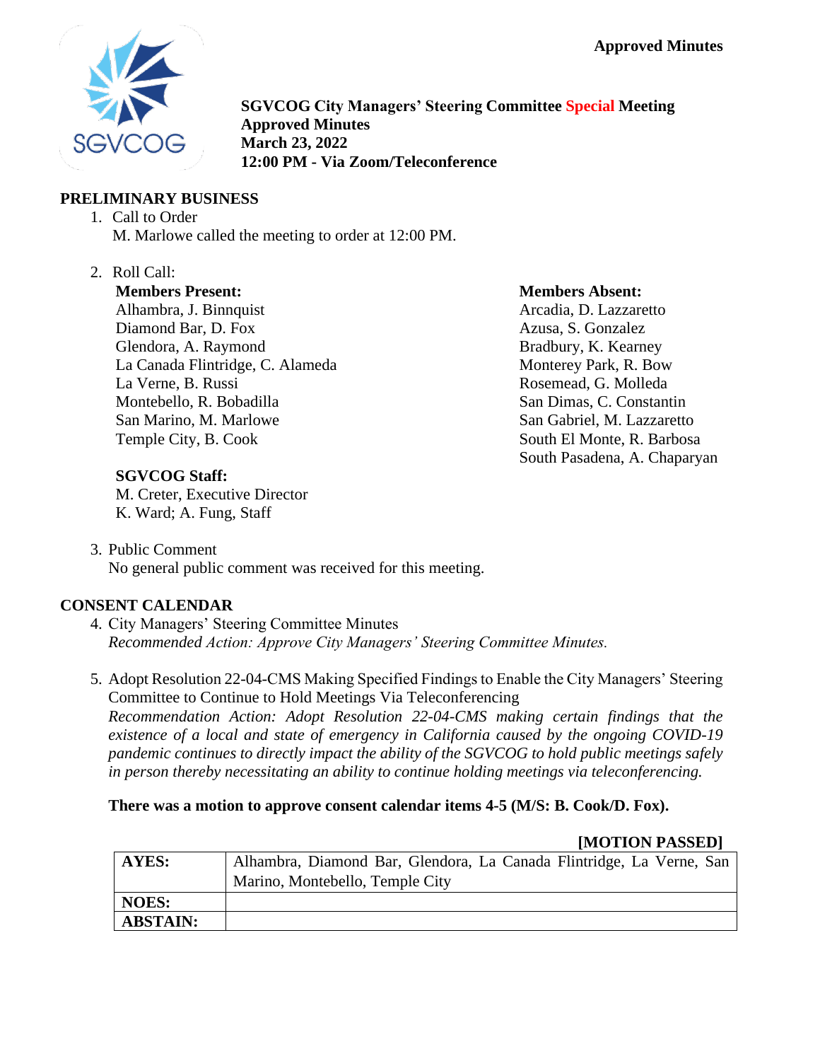**Approved Minutes**

# SGVCOG City Managers' Steering Committee Special Meeting
**Approved Minutes**
**March 23, 2022**
**12:00 PM - Via Zoom/Teleconference**

## PRELIMINARY BUSINESS

1. Call to Order
   M. Marlowe called the meeting to order at 12:00 PM.

2. Roll Call:

   **Members Present:**
   Alhambra, J. Binnquist
   Diamond Bar, D. Fox
   Glendora, A. Raymond
   La Canada Flintridge, C. Alameda
   La Verne, B. Russi
   Montebello, R. Bobadilla
   San Marino, M. Marlowe
   Temple City, B. Cook

   **Members Absent:**
   Arcadia, D. Lazzaretto
   Azusa, S. Gonzalez
   Bradbury, K. Kearney
   Monterey Park, R. Bow
   Rosemead, G. Molleda
   San Dimas, C. Constantin
   San Gabriel, M. Lazzaretto
   South El Monte, R. Barbosa
   South Pasadena, A. Chaparyan

   **SGVCOG Staff:**
   M. Creter, Executive Director
   K. Ward; A. Fung, Staff

3. Public Comment
   No general public comment was received for this meeting.

## CONSENT CALENDAR

4. City Managers' Steering Committee Minutes
   *Recommended Action: Approve City Managers' Steering Committee Minutes.*

5. Adopt Resolution 22-04-CMS Making Specified Findings to Enable the City Managers' Steering Committee to Continue to Hold Meetings Via Teleconferencing
   *Recommendation Action: Adopt Resolution 22-04-CMS making certain findings that the existence of a local and state of emergency in California caused by the ongoing COVID-19 pandemic continues to directly impact the ability of the SGVCOG to hold public meetings safely in person thereby necessitating an ability to continue holding meetings via teleconferencing.*

   **There was a motion to approve consent calendar items 4-5 (M/S: B. Cook/D. Fox).**

   **[MOTION PASSED]**

| | |
|---|---|
| **AYES:** | Alhambra, Diamond Bar, Glendora, La Canada Flintridge, La Verne, San Marino, Montebello, Temple City |
| **NOES:** | |
| **ABSTAIN:** | |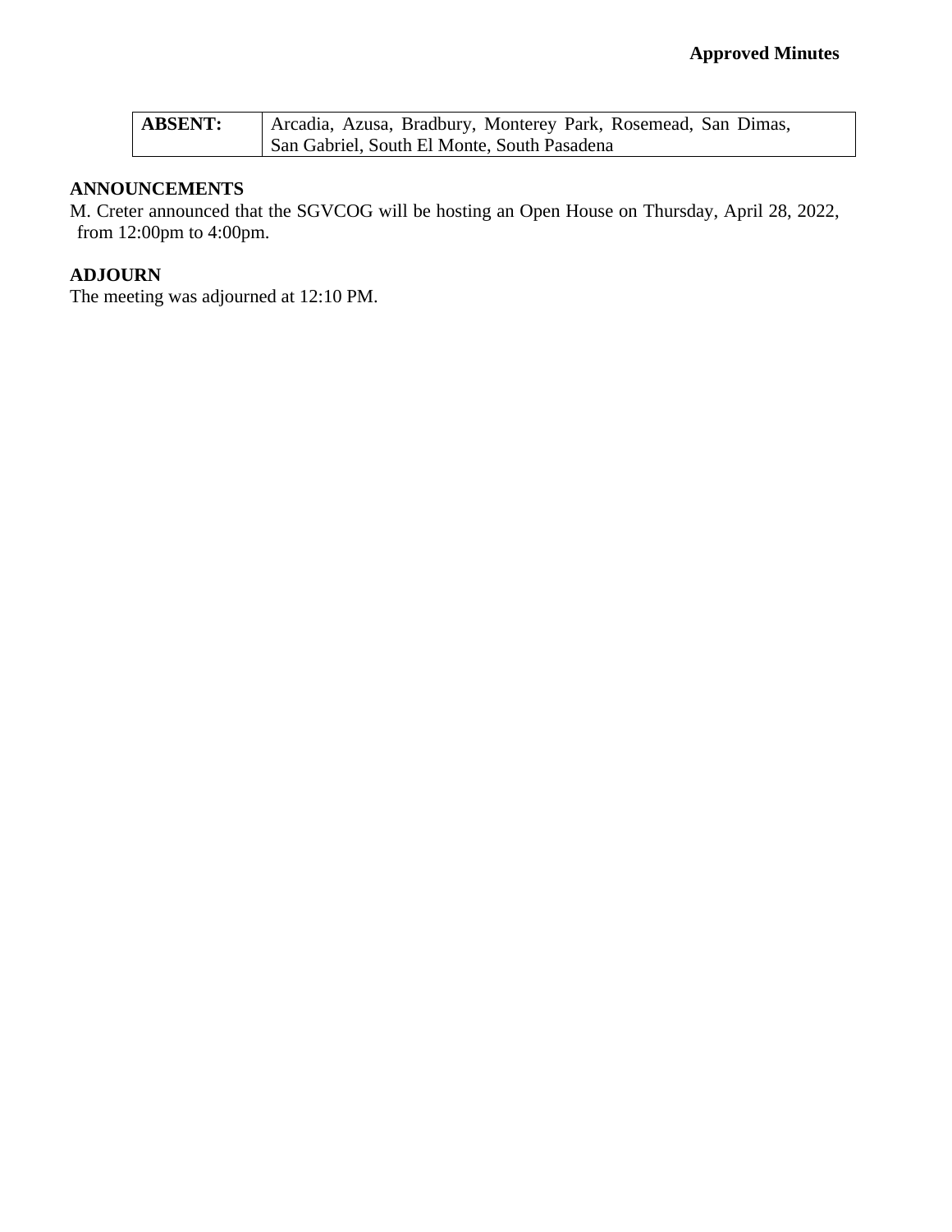**Approved Minutes**

| | |
|---|---|
| **ABSENT:** | Arcadia, Azusa, Bradbury, Monterey Park, Rosemead, San Dimas, San Gabriel, South El Monte, South Pasadena |

**ANNOUNCEMENTS**

M. Creter announced that the SGVCOG will be hosting an Open House on Thursday, April 28, 2022, from 12:00pm to 4:00pm.

**ADJOURN**

The meeting was adjourned at 12:10 PM.